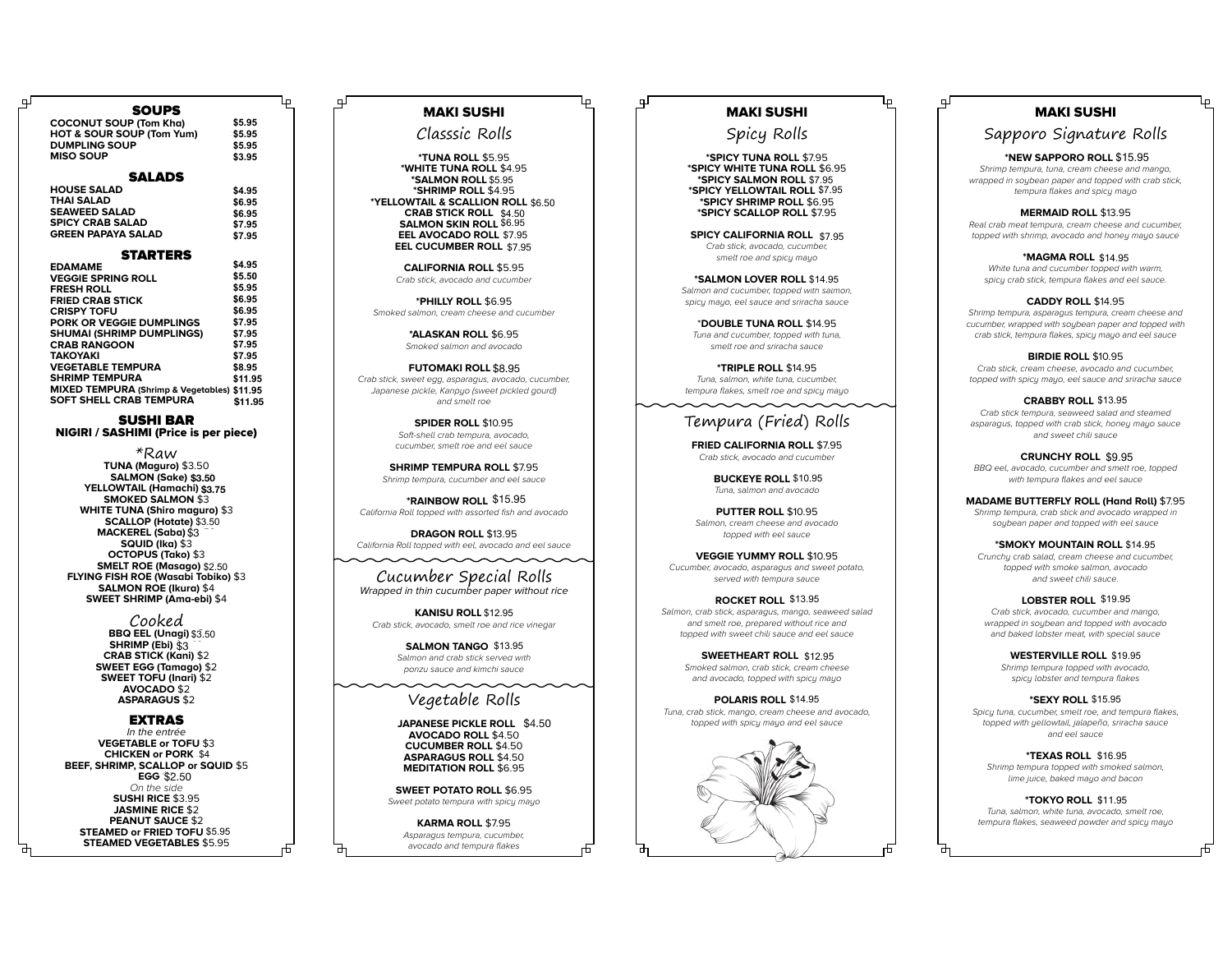## SOUPS

| | |
|---|---|
| COCONUT SOUP (Tom Kha) | $5.95 |
| HOT & SOUR SOUP (Tom Yum) | $5.95 |
| DUMPLING SOUP | $5.95 |
| MISO SOUP | $3.95 |

## SALADS

| | |
|---|---|
| HOUSE SALAD | $4.95 |
| THAI SALAD | $6.95 |
| SEAWEED SALAD | $6.95 |
| SPICY CRAB SALAD | $7.95 |
| GREEN PAPAYA SALAD | $7.95 |

## STARTERS

| | |
|---|---|
| EDAMAME | $4.95 |
| VEGGIE SPRING ROLL | $5.50 |
| FRESH ROLL | $5.95 |
| FRIED CRAB STICK | $6.95 |
| CRISPY TOFU | $6.95 |
| PORK OR VEGGIE DUMPLINGS | $7.95 |
| SHUMAI (SHRIMP DUMPLINGS) | $7.95 |
| CRAB RANGOON | $7.95 |
| TAKOYAKI | $7.95 |
| VEGETABLE TEMPURA | $8.95 |
| SHRIMP TEMPURA | $11.95 |
| MIXED TEMPURA (Shrimp & Vegetables) | $11.95 |
| SOFT SHELL CRAB TEMPURA | $11.95 |

## SUSHI BAR

**NIGIRI / SASHIMI (Price is per piece)**

### *Raw

**TUNA (Maguro)** $3.50
**SALMON (Sake)** $3.50
**YELLOWTAIL (Hamachi)** $3.75
**SMOKED SALMON** $3
**WHITE TUNA (Shiro maguro)** $3
**SCALLOP (Hotate)** $3.50
**MACKEREL (Saba)** $3
**SQUID (Ika)** $3
**OCTOPUS (Tako)** $3
**SMELT ROE (Masago)** $2.50
**FLYING FISH ROE (Wasabi Tobiko)** $3
**SALMON ROE (Ikura)** $4
**SWEET SHRIMP (Ama-ebi)** $4

### Cooked

**BBQ EEL (Unagi)** $3.50
**SHRIMP (Ebi)** $3
**CRAB STICK (Kani)** $2
**SWEET EGG (Tamago)** $2
**SWEET TOFU (Inari)** $2
**AVOCADO** $2
**ASPARAGUS** $2

## EXTRAS

*In the entrée*

**VEGETABLE or TOFU** $3
**CHICKEN or PORK** $4
**BEEF, SHRIMP, SCALLOP or SQUID** $5
**EGG** $2.50

*On the side*

**SUSHI RICE** $3.95
**JASMINE RICE** $2
**PEANUT SAUCE** $2
**STEAMED or FRIED TOFU** $5.95
**STEAMED VEGETABLES** $5.95

## MAKI SUSHI

### Classsic Rolls

**\*TUNA ROLL** $5.95
**\*WHITE TUNA ROLL** $4.95
**\*SALMON ROLL** $5.95
**\*SHRIMP ROLL** $4.95
**\*YELLOWTAIL & SCALLION ROLL** $6.50
**CRAB STICK ROLL** $4.50
**SALMON SKIN ROLL** $6.95
**EEL AVOCADO ROLL** $7.95
**EEL CUCUMBER ROLL** $7.95

**CALIFORNIA ROLL** $5.95
*Crab stick, avocado and cucumber*

**\*PHILLY ROLL** $6.95
*Smoked salmon, cream cheese and cucumber*

**\*ALASKAN ROLL** $6.95
*Smoked salmon and avocado*

**FUTOMAKI ROLL** $8.95
*Crab stick, sweet egg, asparagus, avocado, cucumber, Japanese pickle, Kanpyo (sweet pickled gourd) and smelt roe*

**SPIDER ROLL** $10.95
*Soft-shell crab tempura, avocado, cucumber, smelt roe and eel sauce*

**SHRIMP TEMPURA ROLL** $7.95
*Shrimp tempura, cucumber and eel sauce*

**\*RAINBOW ROLL** $15.95
*California Roll topped with assorted fish and avocado*

**DRAGON ROLL** $13.95
*California Roll topped with eel, avocado and eel sauce*

### Cucumber Special Rolls

*Wrapped in thin cucumber paper without rice*

**KANISU ROLL** $12.95
*Crab stick, avocado, smelt roe and rice vinegar*

**SALMON TANGO** $13.95
*Salmon and crab stick served with ponzu sauce and kimchi sauce*

### Vegetable Rolls

**JAPANESE PICKLE ROLL** $4.50
**AVOCADO ROLL** $4.50
**CUCUMBER ROLL** $4.50
**ASPARAGUS ROLL** $4.50
**MEDITATION ROLL** $6.95

**SWEET POTATO ROLL** $6.95
*Sweet potato tempura with spicy mayo*

**KARMA ROLL** $7.95
*Asparagus tempura, cucumber, avocado and tempura flakes*

## MAKI SUSHI

### Spicy Rolls

**\*SPICY TUNA ROLL** $7.95
**\*SPICY WHITE TUNA ROLL** $6.95
**\*SPICY SALMON ROLL** $7.95
**\*SPICY YELLOWTAIL ROLL** $7.95
**\*SPICY SHRIMP ROLL** $6.95
**\*SPICY SCALLOP ROLL** $7.95

**SPICY CALIFORNIA ROLL** $7.95
*Crab stick, avocado, cucumber, smelt roe and spicy mayo*

**\*SALMON LOVER ROLL** $14.95
*Salmon and cucumber, topped with salmon, spicy mayo, eel sauce and sriracha sauce*

**\*DOUBLE TUNA ROLL** $14.95
*Tuna and cucumber, topped with tuna, smelt roe and sriracha sauce*

**\*TRIPLE ROLL** $14.95
*Tuna, salmon, white tuna, cucumber, tempura flakes, smelt roe and spicy mayo*

### Tempura (Fried) Rolls

**FRIED CALIFORNIA ROLL** $7.95
*Crab stick, avocado and cucumber*

**BUCKEYE ROLL** $10.95
*Tuna, salmon and avocado*

**PUTTER ROLL** $10.95
*Salmon, cream cheese and avocado topped with eel sauce*

**VEGGIE YUMMY ROLL** $10.95
*Cucumber, avocado, asparagus and sweet potato, served with tempura sauce*

**ROCKET ROLL** $13.95
*Salmon, crab stick, asparagus, mango, seaweed salad and smelt roe, prepared without rice and topped with sweet chili sauce and eel sauce*

**SWEETHEART ROLL** $12.95
*Smoked salmon, crab stick, cream cheese and avocado, topped with spicy mayo*

**POLARIS ROLL** $14.95
*Tuna, crab stick, mango, cream cheese and avocado, topped with spicy mayo and eel sauce*

## MAKI SUSHI

### Sapporo Signature Rolls

**\*NEW SAPPORO ROLL** $15.95
*Shrimp tempura, tuna, cream cheese and mango, wrapped in soybean paper and topped with crab stick, tempura flakes and spicy mayo*

**MERMAID ROLL** $13.95
*Real crab meat tempura, cream cheese and cucumber, topped with shrimp, avocado and honey mayo sauce*

**\*MAGMA ROLL** $14.95
*White tuna and cucumber topped with warm, spicy crab stick, tempura flakes and eel sauce.*

**CADDY ROLL** $14.95
*Shrimp tempura, asparagus tempura, cream cheese and cucumber, wrapped with soybean paper and topped with crab stick, tempura flakes, spicy mayo and eel sauce*

**BIRDIE ROLL** $10.95
*Crab stick, cream cheese, avocado and cucumber, topped with spicy mayo, eel sauce and sriracha sauce*

**CRABBY ROLL** $13.95
*Crab stick tempura, seaweed salad and steamed asparagus, topped with crab stick, honey mayo sauce and sweet chili sauce*

**CRUNCHY ROLL** $9.95
*BBQ eel, avocado, cucumber and smelt roe, topped with tempura flakes and eel sauce*

**MADAME BUTTERFLY ROLL (Hand Roll)** $7.95
*Shrimp tempura, crab stick and avocado wrapped in soybean paper and topped with eel sauce*

**\*SMOKY MOUNTAIN ROLL** $14.95
*Crunchy crab salad, cream cheese and cucumber, topped with smoke salmon, avocado and sweet chili sauce.*

**LOBSTER ROLL** $19.95
*Crab stick, avocado, cucumber and mango, wrapped in soybean and topped with avocado and baked lobster meat, with special sauce*

**WESTERVILLE ROLL** $19.95
*Shrimp tempura topped with avocado, spicy lobster and tempura flakes*

**\*SEXY ROLL** $15.95
*Spicy tuna, cucumber, smelt roe, and tempura flakes, topped with yellowtail, jalapeño, sriracha sauce and eel sauce*

**\*TEXAS ROLL** $16.95
*Shrimp tempura topped with smoked salmon, lime juice, baked mayo and bacon*

**\*TOKYO ROLL** $11.95
*Tuna, salmon, white tuna, avocado, smelt roe, tempura flakes, seaweed powder and spicy mayo*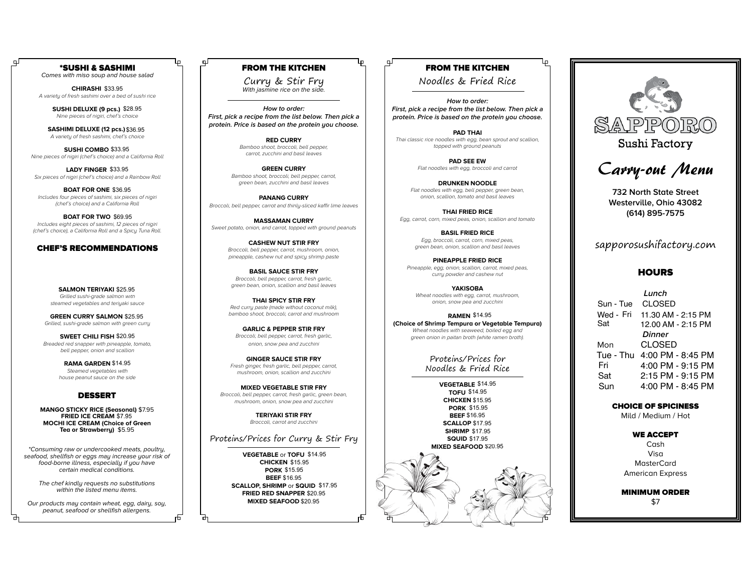## *SUSHI & SASHIMI

*Comes with miso soup and house salad*

**CHIRASHI** $33.95
*A variety of fresh sashimi over a bed of sushi rice*

**SUSHI DELUXE (9 pcs.)** $28.95
*Nine pieces of nigiri, chef's choice*

**SASHIMI DELUXE (12 pcs.)** $36.95
*A variety of fresh sashimi, chef's choice*

**SUSHI COMBO** $33.95
*Nine pieces of nigiri (chef's choice) and a California Roll*

**LADY FINGER** $33.95
*Six pieces of nigiri (chef's choice) and a Rainbow Roll*

**BOAT FOR ONE** $36.95
*Includes four pieces of sashimi, six pieces of nigiri (chef's choice) and a California Roll*

**BOAT FOR TWO** $69.95
*Includes eight pieces of sashimi, 12 pieces of nigiri (chef's choice), a California Roll and a Spicy Tuna Roll.*

## CHEF'S RECOMMENDATIONS

**SALMON TERIYAKI** $25.95
*Grilled sushi-grade salmon with steamed vegetables and teriyaki sauce*

**GREEN CURRY SALMON** $25.95
*Grilled, sushi-grade salmon with green curry*

**SWEET CHILI FISH** $20.95
*Breaded red snapper with pineapple, tomato, bell pepper, onion and scallion*

**RAMA GARDEN** $14.95
*Steamed vegetables with house peanut sauce on the side*

## DESSERT

**MANGO STICKY RICE (Seasonal)** $7.95
**FRIED ICE CREAM** $7.95
**MOCHI ICE CREAM (Choice of Green Tea or Strawberry)** $5.95

*\*Consuming raw or undercooked meats, poultry, seafood, shellfish or eggs may increase your risk of food-borne illness, especially if you have certain medical conditions.*

*The chef kindly requests no substitutions within the listed menu items.*

*Our products may contain wheat, egg, dairy, soy, peanut, seafood or shellfish allergens.*

## FROM THE KITCHEN

### Curry & Stir Fry

*With jasmine rice on the side.*

***How to order:***
***First, pick a recipe from the list below. Then pick a protein. Price is based on the protein you choose.***

**RED CURRY**
*Bamboo shoot, broccoli, bell pepper, carrot, zucchini and basil leaves*

**GREEN CURRY**
*Bamboo shoot, broccoli, bell pepper, carrot, green bean, zucchini and basil leaves*

**PANANG CURRY**
*Broccoli, bell pepper, carrot and thinly-sliced kaffir lime leaves*

**MASSAMAN CURRY**
*Sweet potato, onion, and carrot, topped with ground peanuts*

**CASHEW NUT STIR FRY**
*Broccoli, bell pepper, carrot, mushroom, onion, pineapple, cashew nut and spicy shrimp paste*

**BASIL SAUCE STIR FRY**
*Broccoli, bell pepper, carrot, fresh garlic, green bean, onion, scallion and basil leaves*

**THAI SPICY STIR FRY**
*Red curry paste (made without coconut milk), bamboo shoot, broccoli, carrot and mushroom*

**GARLIC & PEPPER STIR FRY**
*Broccoli, bell pepper, carrot, fresh garlic, onion, snow pea and zucchini*

**GINGER SAUCE STIR FRY**
*Fresh ginger, fresh garlic, bell pepper, carrot, mushroom, onion, scallion and zucchini*

**MIXED VEGETABLE STIR FRY**
*Broccoli, bell pepper, carrot, fresh garlic, green bean, mushroom, onion, snow pea and zucchini*

**TERIYAKI STIR FRY**
*Broccoli, carrot and zucchini*

### Proteins/Prices for Curry & Stir Fry

**VEGETABLE** or **TOFU** $14.95
**CHICKEN** $15.95
**PORK** $15.95
**BEEF** $16.95
**SCALLOP, SHRIMP** or **SQUID** $17.95
**FRIED RED SNAPPER** $20.95
**MIXED SEAFOOD** $20.95

## FROM THE KITCHEN

### Noodles & Fried Rice

***How to order:***
***First, pick a recipe from the list below. Then pick a protein. Price is based on the protein you choose.***

**PAD THAI**
*Thai classic rice noodles with egg, bean sprout and scallion, topped with ground peanuts*

**PAD SEE EW**
*Flat noodles with egg, broccoli and carrot*

**DRUNKEN NOODLE**
*Flat noodles with egg, bell pepper, green bean, onion, scallion, tomato and basil leaves*

**THAI FRIED RICE**
*Egg, carrot, corn, mixed peas, onion, scallion and tomato*

**BASIL FRIED RICE**
*Egg, broccoli, carrot, corn, mixed peas, green bean, onion, scallion and basil leaves*

**PINEAPPLE FRIED RICE**
*Pineapple, egg, onion, scallion, carrot, mixed peas, curry powder and cashew nut*

**YAKISOBA**
*Wheat noodles with egg, carrot, mushroom, onion, snow pea and zucchini*

**RAMEN** $14.95
**(Choice of Shrimp Tempura or Vegetable Tempura)**
*Wheat noodles with seaweed, boiled egg and green onion in paitan broth (white ramen broth).*

### Proteins/Prices for Noodles & Fried Rice

**VEGETABLE** $14.95
**TOFU** $14.95
**CHICKEN** $15.95
**PORK** $15.95
**BEEF** $16.95
**SCALLOP** $17.95
**SHRIMP** $17.95
**SQUID** $17.95
**MIXED SEAFOOD** $20.95

# SAPPORO

Sushi Factory

## Carry-out Menu

**732 North State Street**
**Westerville, Ohio 43082**
**(614) 895-7575**

sapporosushifactory.com

## HOURS

| | |
|---|---|
| ***Lunch*** | |
| Sun - Tue | CLOSED |
| Wed - Fri | 11.30 AM - 2:15 PM |
| Sat | 12.00 AM - 2:15 PM |
| ***Dinner*** | |
| Mon | CLOSED |
| Tue - Thu | 4:00 PM - 8:45 PM |
| Fri | 4:00 PM - 9:15 PM |
| Sat | 2:15 PM - 9:15 PM |
| Sun | 4:00 PM - 8:45 PM |

## CHOICE OF SPICINESS

Mild / Medium / Hot

## WE ACCEPT

Cash
Visa
MasterCard
American Express

## MINIMUM ORDER

$7